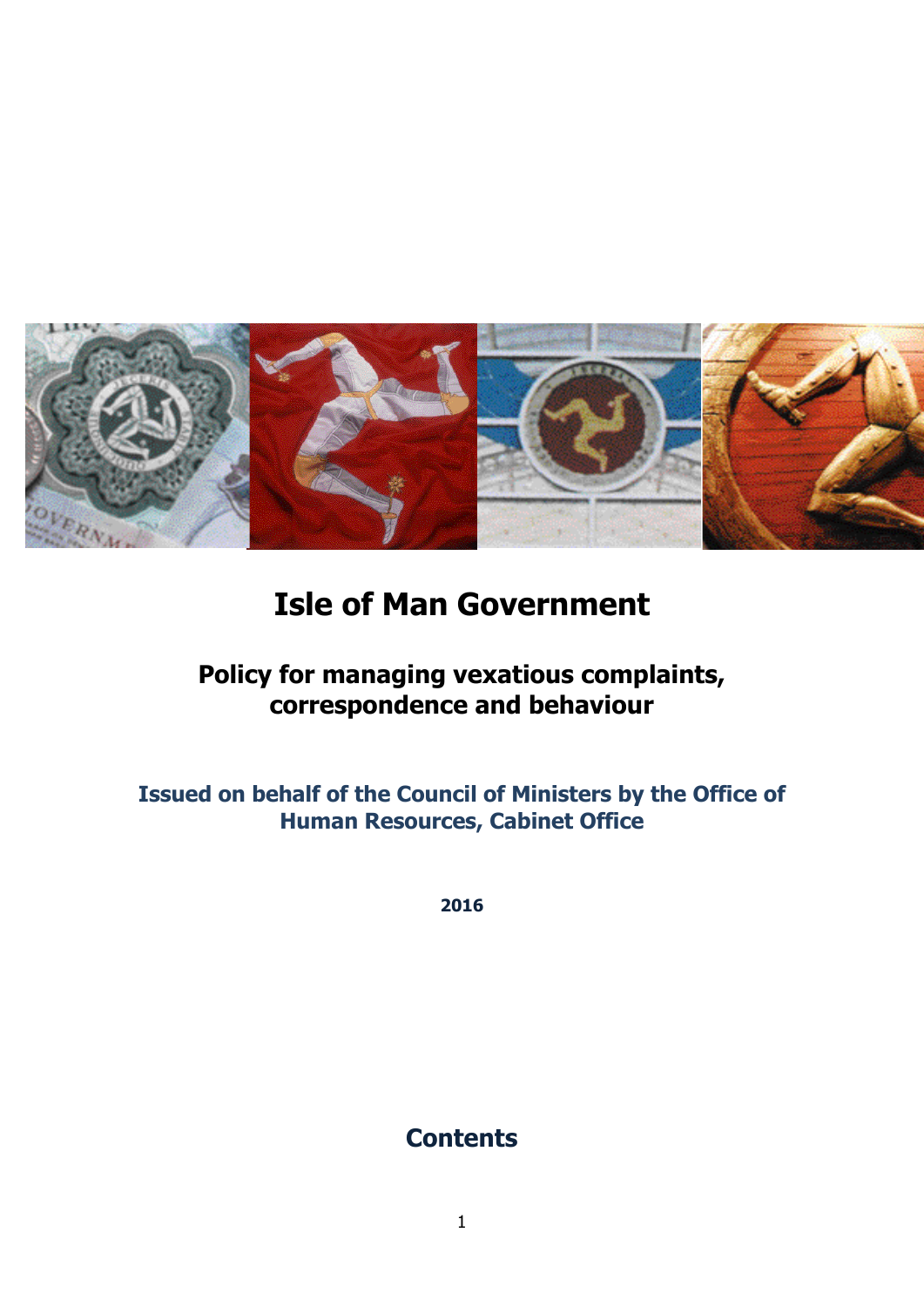# Isle of Man Government

## Policy for managing vexatious complaints, correspondence and behaviour

**Issued on behalf of the Council of Ministers by the Office of Human Resources, Cabinet Office**

**2016**

## Contents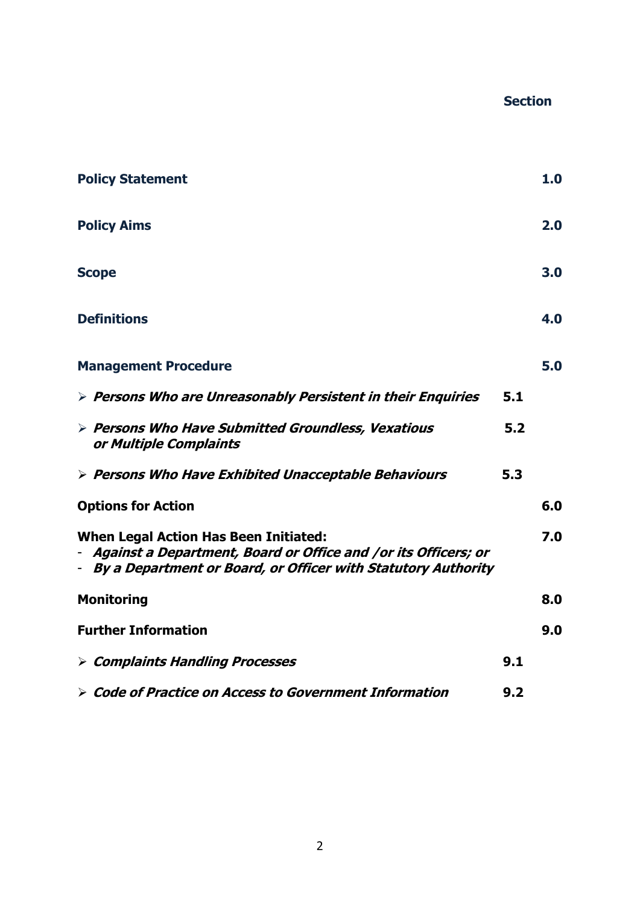| | | Section |
|---|---|---|
| **Policy Statement** | | **1.0** |
| **Policy Aims** | | **2.0** |
| **Scope** | | **3.0** |
| **Definitions** | | **4.0** |
| **Management Procedure** | | **5.0** |
| ➢ ***Persons Who are Unreasonably Persistent in their Enquiries*** | **5.1** | |
| ➢ ***Persons Who Have Submitted Groundless, Vexatious or Multiple Complaints*** | **5.2** | |
| ➢ ***Persons Who Have Exhibited Unacceptable Behaviours*** | **5.3** | |
| **Options for Action** | | **6.0** |
| **When Legal Action Has Been Initiated:**<br>- ***Against a Department, Board or Office and /or its Officers; or***<br>- ***By a Department or Board, or Officer with Statutory Authority*** | | **7.0** |
| **Monitoring** | | **8.0** |
| **Further Information** | | **9.0** |
| ➢ ***Complaints Handling Processes*** | **9.1** | |
| ➢ ***Code of Practice on Access to Government Information*** | **9.2** | |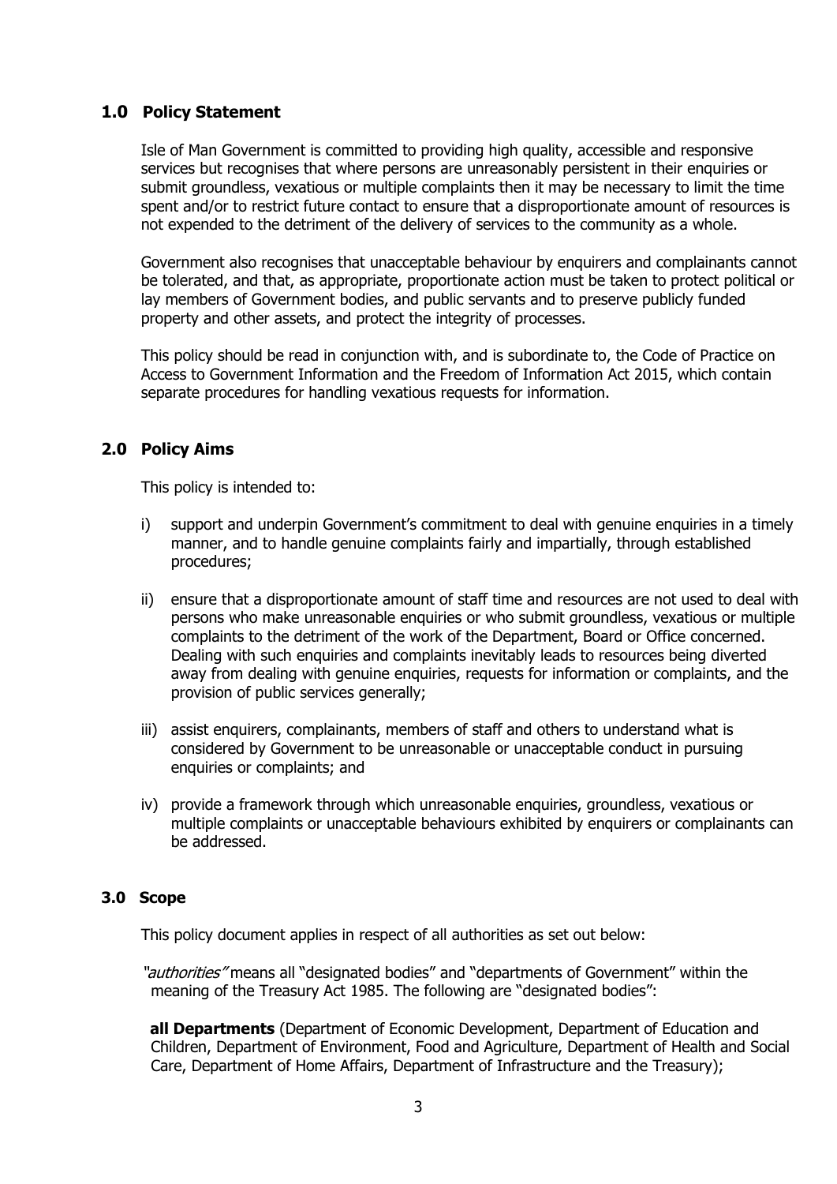## 1.0 Policy Statement

Isle of Man Government is committed to providing high quality, accessible and responsive services but recognises that where persons are unreasonably persistent in their enquiries or submit groundless, vexatious or multiple complaints then it may be necessary to limit the time spent and/or to restrict future contact to ensure that a disproportionate amount of resources is not expended to the detriment of the delivery of services to the community as a whole.

Government also recognises that unacceptable behaviour by enquirers and complainants cannot be tolerated, and that, as appropriate, proportionate action must be taken to protect political or lay members of Government bodies, and public servants and to preserve publicly funded property and other assets, and protect the integrity of processes.

This policy should be read in conjunction with, and is subordinate to, the Code of Practice on Access to Government Information and the Freedom of Information Act 2015, which contain separate procedures for handling vexatious requests for information.

## 2.0 Policy Aims

This policy is intended to:

i) support and underpin Government's commitment to deal with genuine enquiries in a timely manner, and to handle genuine complaints fairly and impartially, through established procedures;

ii) ensure that a disproportionate amount of staff time and resources are not used to deal with persons who make unreasonable enquiries or who submit groundless, vexatious or multiple complaints to the detriment of the work of the Department, Board or Office concerned. Dealing with such enquiries and complaints inevitably leads to resources being diverted away from dealing with genuine enquiries, requests for information or complaints, and the provision of public services generally;

iii) assist enquirers, complainants, members of staff and others to understand what is considered by Government to be unreasonable or unacceptable conduct in pursuing enquiries or complaints; and

iv) provide a framework through which unreasonable enquiries, groundless, vexatious or multiple complaints or unacceptable behaviours exhibited by enquirers or complainants can be addressed.

## 3.0 Scope

This policy document applies in respect of all authorities as set out below:

*"authorities"* means all "designated bodies" and "departments of Government" within the meaning of the Treasury Act 1985. The following are "designated bodies":

**all Departments** (Department of Economic Development, Department of Education and Children, Department of Environment, Food and Agriculture, Department of Health and Social Care, Department of Home Affairs, Department of Infrastructure and the Treasury);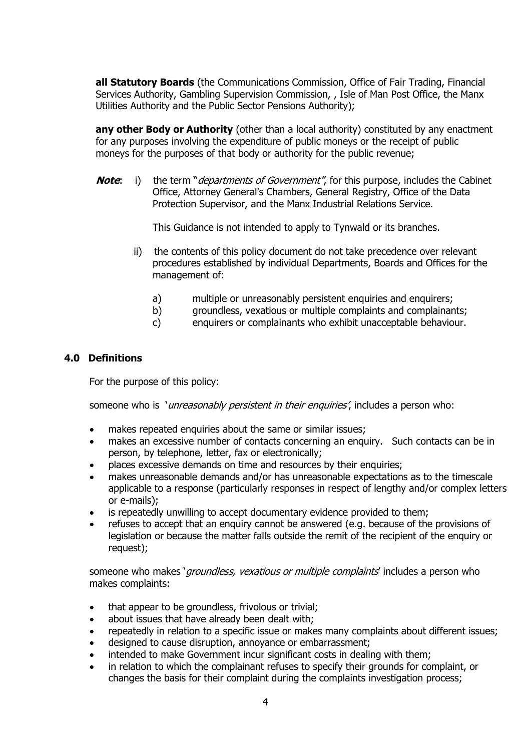**all Statutory Boards** (the Communications Commission, Office of Fair Trading, Financial Services Authority, Gambling Supervision Commission, , Isle of Man Post Office, the Manx Utilities Authority and the Public Sector Pensions Authority);

**any other Body or Authority** (other than a local authority) constituted by any enactment for any purposes involving the expenditure of public moneys or the receipt of public moneys for the purposes of that body or authority for the public revenue;

***Note*:** i) the term "*departments of Government"*, for this purpose, includes the Cabinet Office, Attorney General's Chambers, General Registry, Office of the Data Protection Supervisor, and the Manx Industrial Relations Service.

This Guidance is not intended to apply to Tynwald or its branches.

ii) the contents of this policy document do not take precedence over relevant procedures established by individual Departments, Boards and Offices for the management of:

a) multiple or unreasonably persistent enquiries and enquirers;
b) groundless, vexatious or multiple complaints and complainants;
c) enquirers or complainants who exhibit unacceptable behaviour.

## 4.0 Definitions

For the purpose of this policy:

someone who is '*unreasonably persistent in their enquiries*', includes a person who:

- makes repeated enquiries about the same or similar issues;
- makes an excessive number of contacts concerning an enquiry. Such contacts can be in person, by telephone, letter, fax or electronically;
- places excessive demands on time and resources by their enquiries;
- makes unreasonable demands and/or has unreasonable expectations as to the timescale applicable to a response (particularly responses in respect of lengthy and/or complex letters or e-mails);
- is repeatedly unwilling to accept documentary evidence provided to them;
- refuses to accept that an enquiry cannot be answered (e.g. because of the provisions of legislation or because the matter falls outside the remit of the recipient of the enquiry or request);

someone who makes '*groundless, vexatious or multiple complaints*' includes a person who makes complaints:

- that appear to be groundless, frivolous or trivial;
- about issues that have already been dealt with;
- repeatedly in relation to a specific issue or makes many complaints about different issues;
- designed to cause disruption, annoyance or embarrassment;
- intended to make Government incur significant costs in dealing with them;
- in relation to which the complainant refuses to specify their grounds for complaint, or changes the basis for their complaint during the complaints investigation process;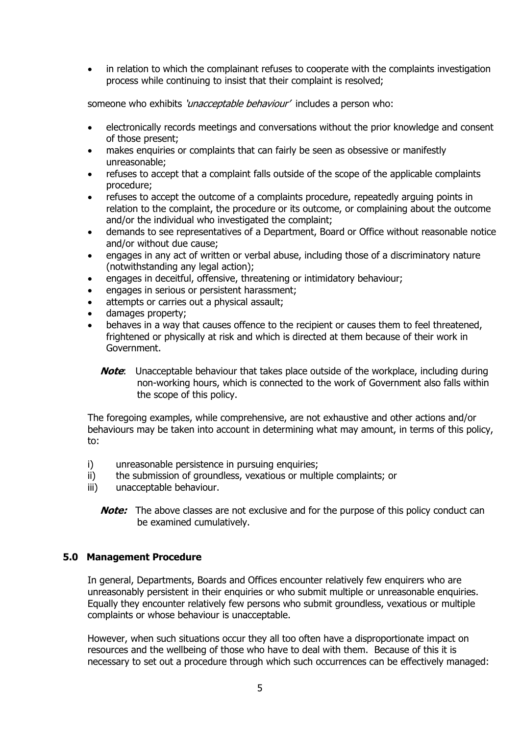- in relation to which the complainant refuses to cooperate with the complaints investigation process while continuing to insist that their complaint is resolved;

someone who exhibits *'unacceptable behaviour'* includes a person who:

- electronically records meetings and conversations without the prior knowledge and consent of those present;
- makes enquiries or complaints that can fairly be seen as obsessive or manifestly unreasonable;
- refuses to accept that a complaint falls outside of the scope of the applicable complaints procedure;
- refuses to accept the outcome of a complaints procedure, repeatedly arguing points in relation to the complaint, the procedure or its outcome, or complaining about the outcome and/or the individual who investigated the complaint;
- demands to see representatives of a Department, Board or Office without reasonable notice and/or without due cause;
- engages in any act of written or verbal abuse, including those of a discriminatory nature (notwithstanding any legal action);
- engages in deceitful, offensive, threatening or intimidatory behaviour;
- engages in serious or persistent harassment;
- attempts or carries out a physical assault;
- damages property;
- behaves in a way that causes offence to the recipient or causes them to feel threatened, frightened or physically at risk and which is directed at them because of their work in Government.

  ***Note***: Unacceptable behaviour that takes place outside of the workplace, including during non-working hours, which is connected to the work of Government also falls within the scope of this policy.

The foregoing examples, while comprehensive, are not exhaustive and other actions and/or behaviours may be taken into account in determining what may amount, in terms of this policy, to:

i) unreasonable persistence in pursuing enquiries;
ii) the submission of groundless, vexatious or multiple complaints; or
iii) unacceptable behaviour.

***Note:*** The above classes are not exclusive and for the purpose of this policy conduct can be examined cumulatively.

## 5.0 Management Procedure

In general, Departments, Boards and Offices encounter relatively few enquirers who are unreasonably persistent in their enquiries or who submit multiple or unreasonable enquiries. Equally they encounter relatively few persons who submit groundless, vexatious or multiple complaints or whose behaviour is unacceptable.

However, when such situations occur they all too often have a disproportionate impact on resources and the wellbeing of those who have to deal with them. Because of this it is necessary to set out a procedure through which such occurrences can be effectively managed: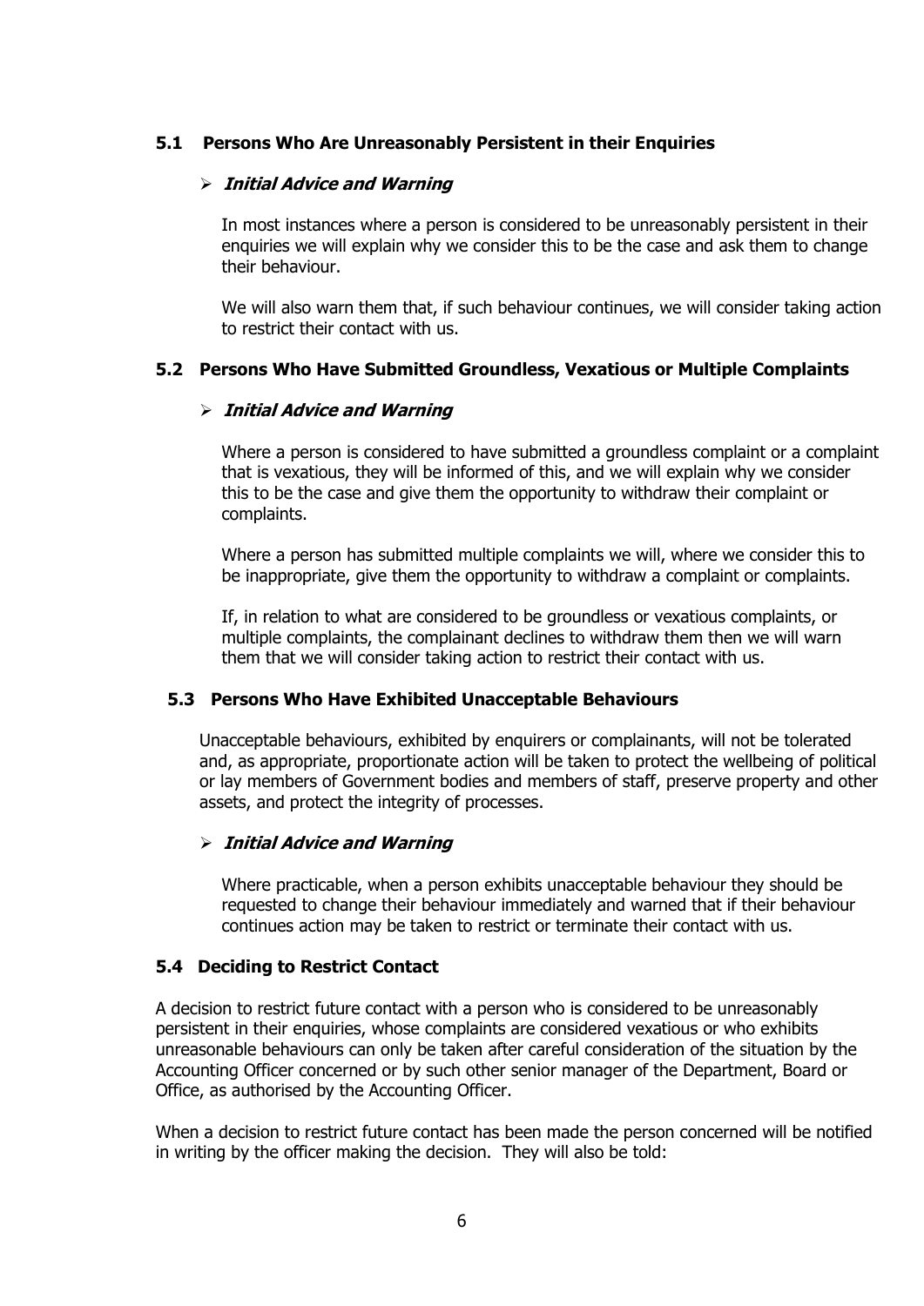### 5.1 Persons Who Are Unreasonably Persistent in their Enquiries

- ***Initial Advice and Warning***

  In most instances where a person is considered to be unreasonably persistent in their enquiries we will explain why we consider this to be the case and ask them to change their behaviour.

  We will also warn them that, if such behaviour continues, we will consider taking action to restrict their contact with us.

### 5.2 Persons Who Have Submitted Groundless, Vexatious or Multiple Complaints

- ***Initial Advice and Warning***

  Where a person is considered to have submitted a groundless complaint or a complaint that is vexatious, they will be informed of this, and we will explain why we consider this to be the case and give them the opportunity to withdraw their complaint or complaints.

  Where a person has submitted multiple complaints we will, where we consider this to be inappropriate, give them the opportunity to withdraw a complaint or complaints.

  If, in relation to what are considered to be groundless or vexatious complaints, or multiple complaints, the complainant declines to withdraw them then we will warn them that we will consider taking action to restrict their contact with us.

### 5.3 Persons Who Have Exhibited Unacceptable Behaviours

Unacceptable behaviours, exhibited by enquirers or complainants, will not be tolerated and, as appropriate, proportionate action will be taken to protect the wellbeing of political or lay members of Government bodies and members of staff, preserve property and other assets, and protect the integrity of processes.

- ***Initial Advice and Warning***

  Where practicable, when a person exhibits unacceptable behaviour they should be requested to change their behaviour immediately and warned that if their behaviour continues action may be taken to restrict or terminate their contact with us.

### 5.4 Deciding to Restrict Contact

A decision to restrict future contact with a person who is considered to be unreasonably persistent in their enquiries, whose complaints are considered vexatious or who exhibits unreasonable behaviours can only be taken after careful consideration of the situation by the Accounting Officer concerned or by such other senior manager of the Department, Board or Office, as authorised by the Accounting Officer.

When a decision to restrict future contact has been made the person concerned will be notified in writing by the officer making the decision. They will also be told: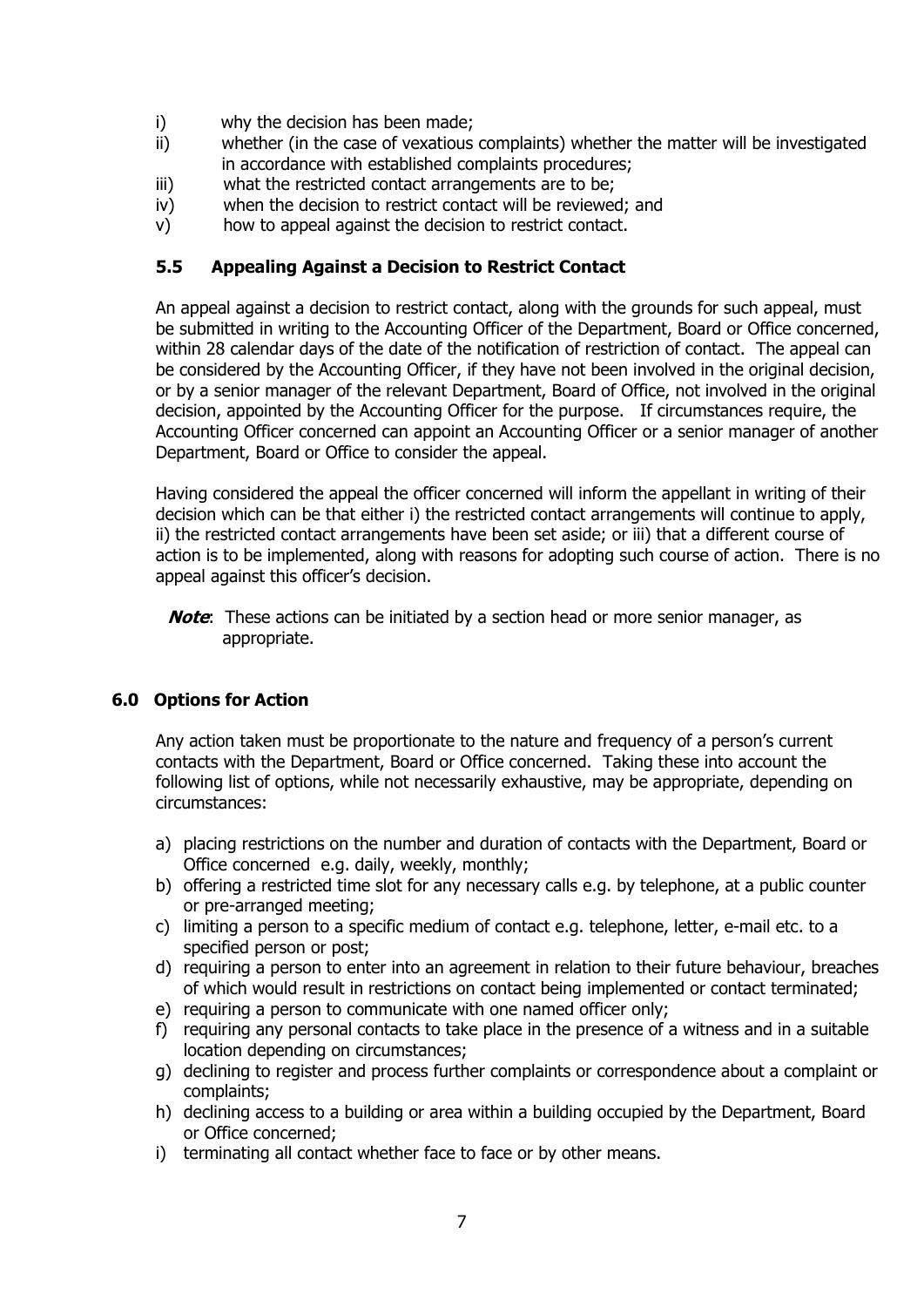i) why the decision has been made;
ii) whether (in the case of vexatious complaints) whether the matter will be investigated in accordance with established complaints procedures;
iii) what the restricted contact arrangements are to be;
iv) when the decision to restrict contact will be reviewed; and
v) how to appeal against the decision to restrict contact.

### 5.5 Appealing Against a Decision to Restrict Contact

An appeal against a decision to restrict contact, along with the grounds for such appeal, must be submitted in writing to the Accounting Officer of the Department, Board or Office concerned, within 28 calendar days of the date of the notification of restriction of contact. The appeal can be considered by the Accounting Officer, if they have not been involved in the original decision, or by a senior manager of the relevant Department, Board of Office, not involved in the original decision, appointed by the Accounting Officer for the purpose. If circumstances require, the Accounting Officer concerned can appoint an Accounting Officer or a senior manager of another Department, Board or Office to consider the appeal.

Having considered the appeal the officer concerned will inform the appellant in writing of their decision which can be that either i) the restricted contact arrangements will continue to apply, ii) the restricted contact arrangements have been set aside; or iii) that a different course of action is to be implemented, along with reasons for adopting such course of action. There is no appeal against this officer's decision.

***Note***: These actions can be initiated by a section head or more senior manager, as appropriate.

## 6.0 Options for Action

Any action taken must be proportionate to the nature and frequency of a person's current contacts with the Department, Board or Office concerned. Taking these into account the following list of options, while not necessarily exhaustive, may be appropriate, depending on circumstances:

a) placing restrictions on the number and duration of contacts with the Department, Board or Office concerned e.g. daily, weekly, monthly;
b) offering a restricted time slot for any necessary calls e.g. by telephone, at a public counter or pre-arranged meeting;
c) limiting a person to a specific medium of contact e.g. telephone, letter, e-mail etc. to a specified person or post;
d) requiring a person to enter into an agreement in relation to their future behaviour, breaches of which would result in restrictions on contact being implemented or contact terminated;
e) requiring a person to communicate with one named officer only;
f) requiring any personal contacts to take place in the presence of a witness and in a suitable location depending on circumstances;
g) declining to register and process further complaints or correspondence about a complaint or complaints;
h) declining access to a building or area within a building occupied by the Department, Board or Office concerned;
i) terminating all contact whether face to face or by other means.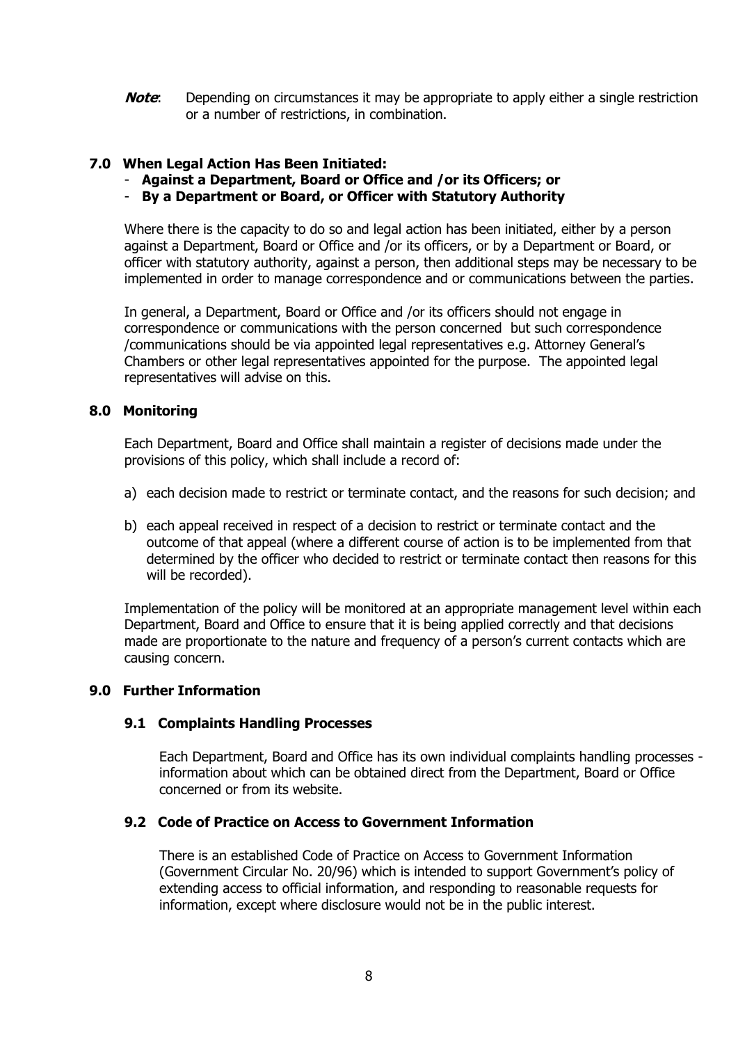***Note***: Depending on circumstances it may be appropriate to apply either a single restriction or a number of restrictions, in combination.

## 7.0 When Legal Action Has Been Initiated:

- **Against a Department, Board or Office and /or its Officers; or**
- **By a Department or Board, or Officer with Statutory Authority**

Where there is the capacity to do so and legal action has been initiated, either by a person against a Department, Board or Office and /or its officers, or by a Department or Board, or officer with statutory authority, against a person, then additional steps may be necessary to be implemented in order to manage correspondence and or communications between the parties.

In general, a Department, Board or Office and /or its officers should not engage in correspondence or communications with the person concerned but such correspondence /communications should be via appointed legal representatives e.g. Attorney General's Chambers or other legal representatives appointed for the purpose. The appointed legal representatives will advise on this.

## 8.0 Monitoring

Each Department, Board and Office shall maintain a register of decisions made under the provisions of this policy, which shall include a record of:

a) each decision made to restrict or terminate contact, and the reasons for such decision; and

b) each appeal received in respect of a decision to restrict or terminate contact and the outcome of that appeal (where a different course of action is to be implemented from that determined by the officer who decided to restrict or terminate contact then reasons for this will be recorded).

Implementation of the policy will be monitored at an appropriate management level within each Department, Board and Office to ensure that it is being applied correctly and that decisions made are proportionate to the nature and frequency of a person's current contacts which are causing concern.

## 9.0 Further Information

### 9.1 Complaints Handling Processes

Each Department, Board and Office has its own individual complaints handling processes - information about which can be obtained direct from the Department, Board or Office concerned or from its website.

### 9.2 Code of Practice on Access to Government Information

There is an established Code of Practice on Access to Government Information (Government Circular No. 20/96) which is intended to support Government's policy of extending access to official information, and responding to reasonable requests for information, except where disclosure would not be in the public interest.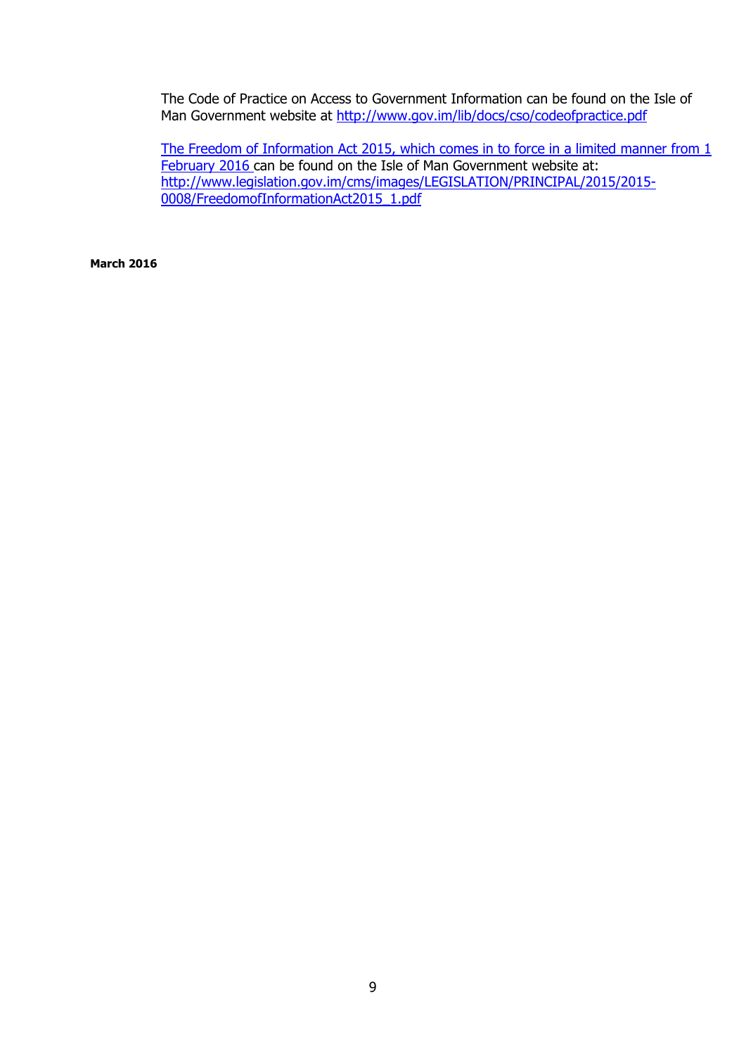The Code of Practice on Access to Government Information can be found on the Isle of Man Government website at http://www.gov.im/lib/docs/cso/codeofpractice.pdf

The Freedom of Information Act 2015, which comes in to force in a limited manner from 1 February 2016 can be found on the Isle of Man Government website at: http://www.legislation.gov.im/cms/images/LEGISLATION/PRINCIPAL/2015/2015-0008/FreedomofInformationAct2015_1.pdf

**March 2016**